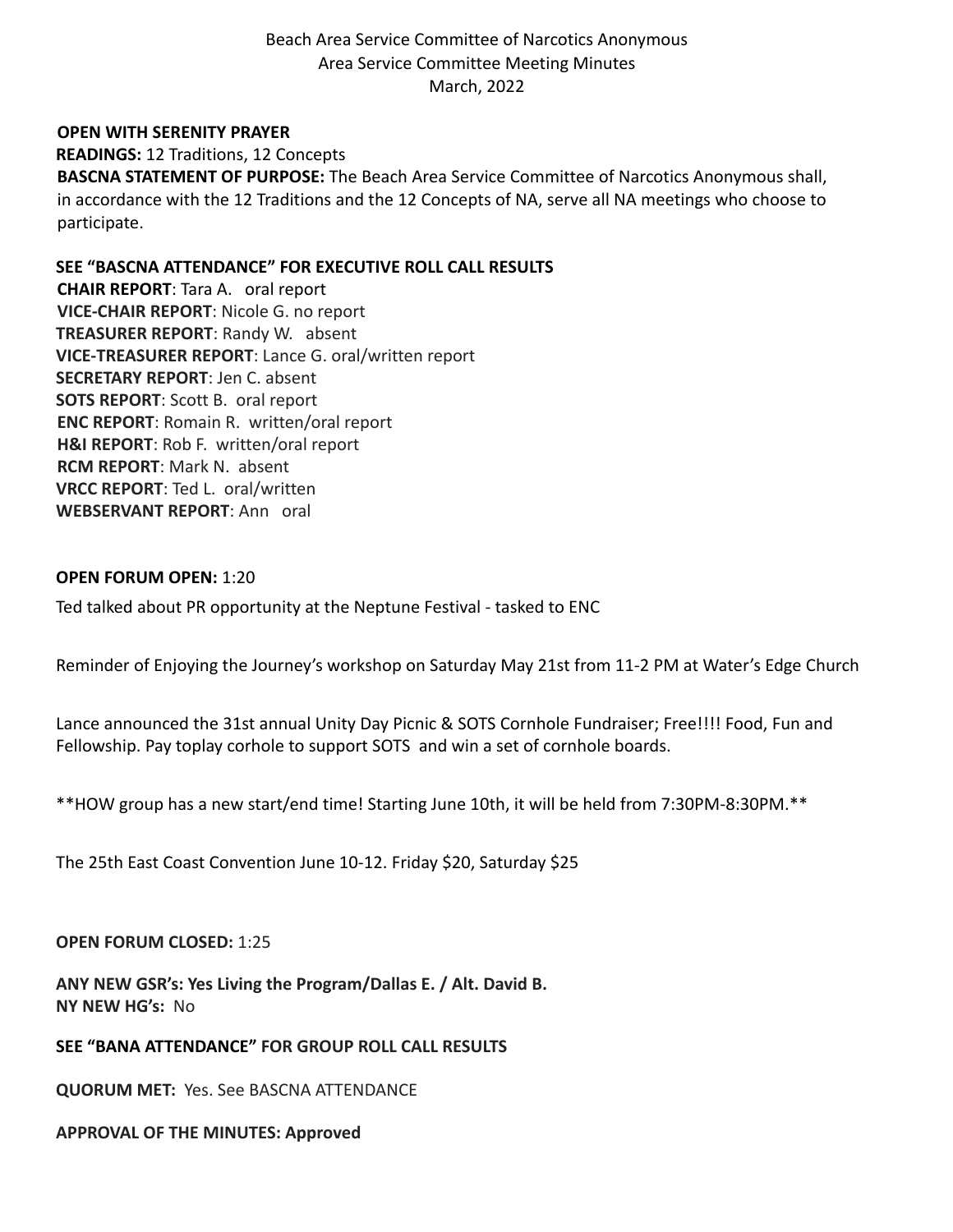Beach Area Service Committee of Narcotics Anonymous
Area Service Committee Meeting Minutes
March, 2022

**OPEN WITH SERENITY PRAYER**

**READINGS:** 12 Traditions, 12 Concepts

**BASCNA STATEMENT OF PURPOSE:** The Beach Area Service Committee of Narcotics Anonymous shall, in accordance with the 12 Traditions and the 12 Concepts of NA, serve all NA meetings who choose to participate.

**SEE "BASCNA ATTENDANCE" FOR EXECUTIVE ROLL CALL RESULTS**

**CHAIR REPORT**: Tara A. oral report
**VICE-CHAIR REPORT**: Nicole G. no report
**TREASURER REPORT**: Randy W. absent
**VICE-TREASURER REPORT**: Lance G. oral/written report
**SECRETARY REPORT**: Jen C. absent
**SOTS REPORT**: Scott B. oral report
**ENC REPORT**: Romain R. written/oral report
**H&I REPORT**: Rob F. written/oral report
**RCM REPORT**: Mark N. absent
**VRCC REPORT**: Ted L. oral/written
**WEBSERVANT REPORT**: Ann oral

**OPEN FORUM OPEN:** 1:20

Ted talked about PR opportunity at the Neptune Festival - tasked to ENC

Reminder of Enjoying the Journey's workshop on Saturday May 21st from 11-2 PM at Water's Edge Church

Lance announced the 31st annual Unity Day Picnic & SOTS Cornhole Fundraiser; Free!!!! Food, Fun and Fellowship. Pay toplay corhole to support SOTS and win a set of cornhole boards.

**HOW group has a new start/end time! Starting June 10th, it will be held from 7:30PM-8:30PM.**

The 25th East Coast Convention June 10-12. Friday $20, Saturday $25

**OPEN FORUM CLOSED:** 1:25

**ANY NEW GSR's: Yes Living the Program/Dallas E. / Alt. David B.**
**NY NEW HG's:** No

**SEE "BANA ATTENDANCE" FOR GROUP ROLL CALL RESULTS**

**QUORUM MET:** Yes. See BASCNA ATTENDANCE

**APPROVAL OF THE MINUTES: Approved**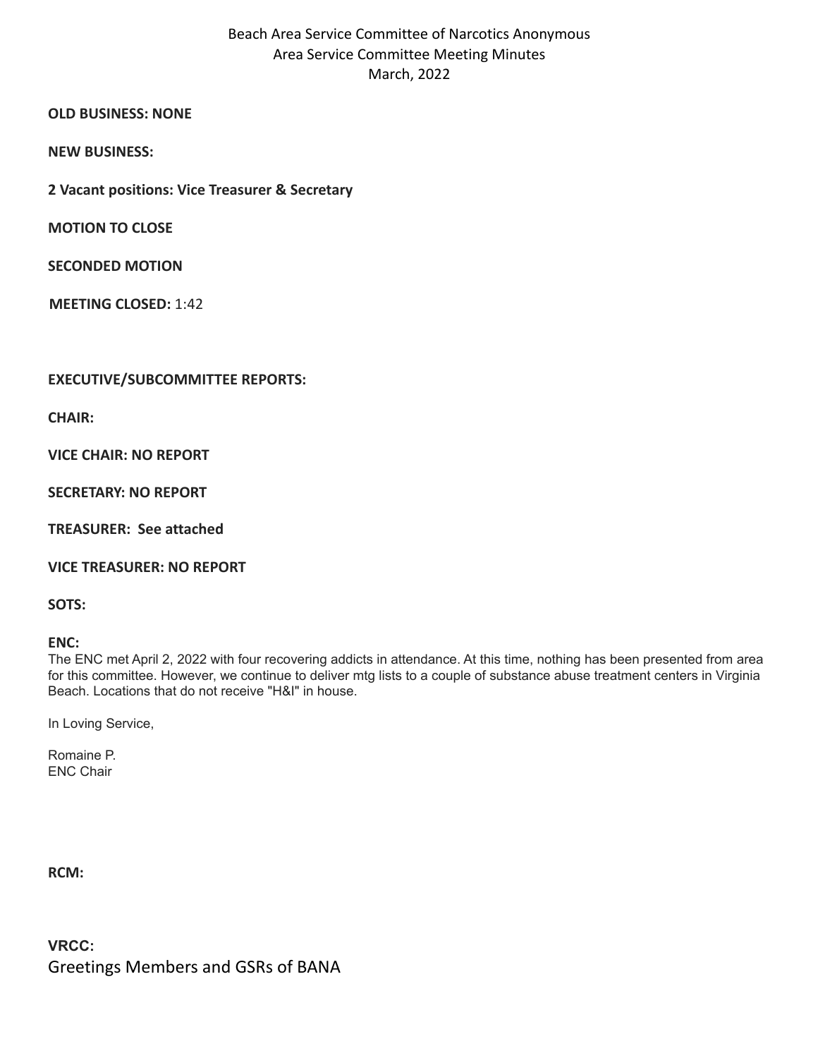Beach Area Service Committee of Narcotics Anonymous
Area Service Committee Meeting Minutes
March, 2022

**OLD BUSINESS: NONE**

**NEW BUSINESS:**

**2 Vacant positions: Vice Treasurer & Secretary**

**MOTION TO CLOSE**

**SECONDED MOTION**

**MEETING CLOSED:** 1:42

**EXECUTIVE/SUBCOMMITTEE REPORTS:**

**CHAIR:**

**VICE CHAIR: NO REPORT**

**SECRETARY: NO REPORT**

**TREASURER: See attached**

**VICE TREASURER: NO REPORT**

**SOTS:**

**ENC:**
The ENC met April 2, 2022 with four recovering addicts in attendance. At this time, nothing has been presented from area for this committee. However, we continue to deliver mtg lists to a couple of substance abuse treatment centers in Virginia Beach. Locations that do not receive "H&I" in house.

In Loving Service,

Romaine P.
ENC Chair

**RCM:**

**VRCC:**
Greetings Members and GSRs of BANA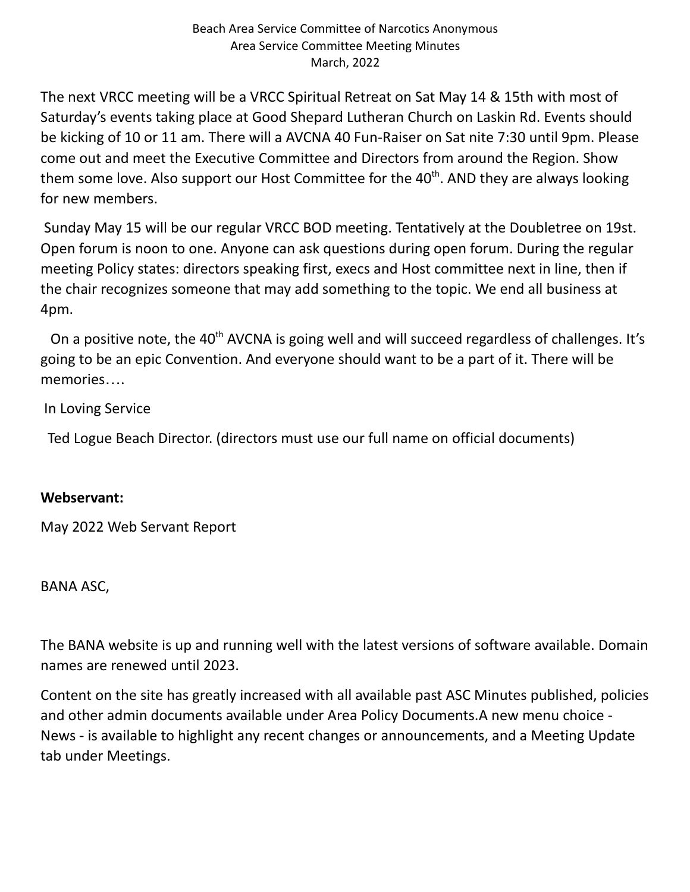The next VRCC meeting will be a VRCC Spiritual Retreat on Sat May 14 & 15th with most of Saturday's events taking place at Good Shepard Lutheran Church on Laskin Rd. Events should be kicking of 10 or 11 am. There will a AVCNA 40 Fun-Raiser on Sat nite 7:30 until 9pm. Please come out and meet the Executive Committee and Directors from around the Region. Show them some love. Also support our Host Committee for the 40th. AND they are always looking for new members.

Sunday May 15 will be our regular VRCC BOD meeting. Tentatively at the Doubletree on 19st. Open forum is noon to one. Anyone can ask questions during open forum. During the regular meeting Policy states: directors speaking first, execs and Host committee next in line, then if the chair recognizes someone that may add something to the topic. We end all business at 4pm.

On a positive note, the 40th AVCNA is going well and will succeed regardless of challenges. It's going to be an epic Convention. And everyone should want to be a part of it. There will be memories….

In Loving Service

Ted Logue Beach Director. (directors must use our full name on official documents)

**Webservant:**

May 2022 Web Servant Report

BANA ASC,

The BANA website is up and running well with the latest versions of software available. Domain names are renewed until 2023.

Content on the site has greatly increased with all available past ASC Minutes published, policies and other admin documents available under Area Policy Documents.A new menu choice - News - is available to highlight any recent changes or announcements, and a Meeting Update tab under Meetings.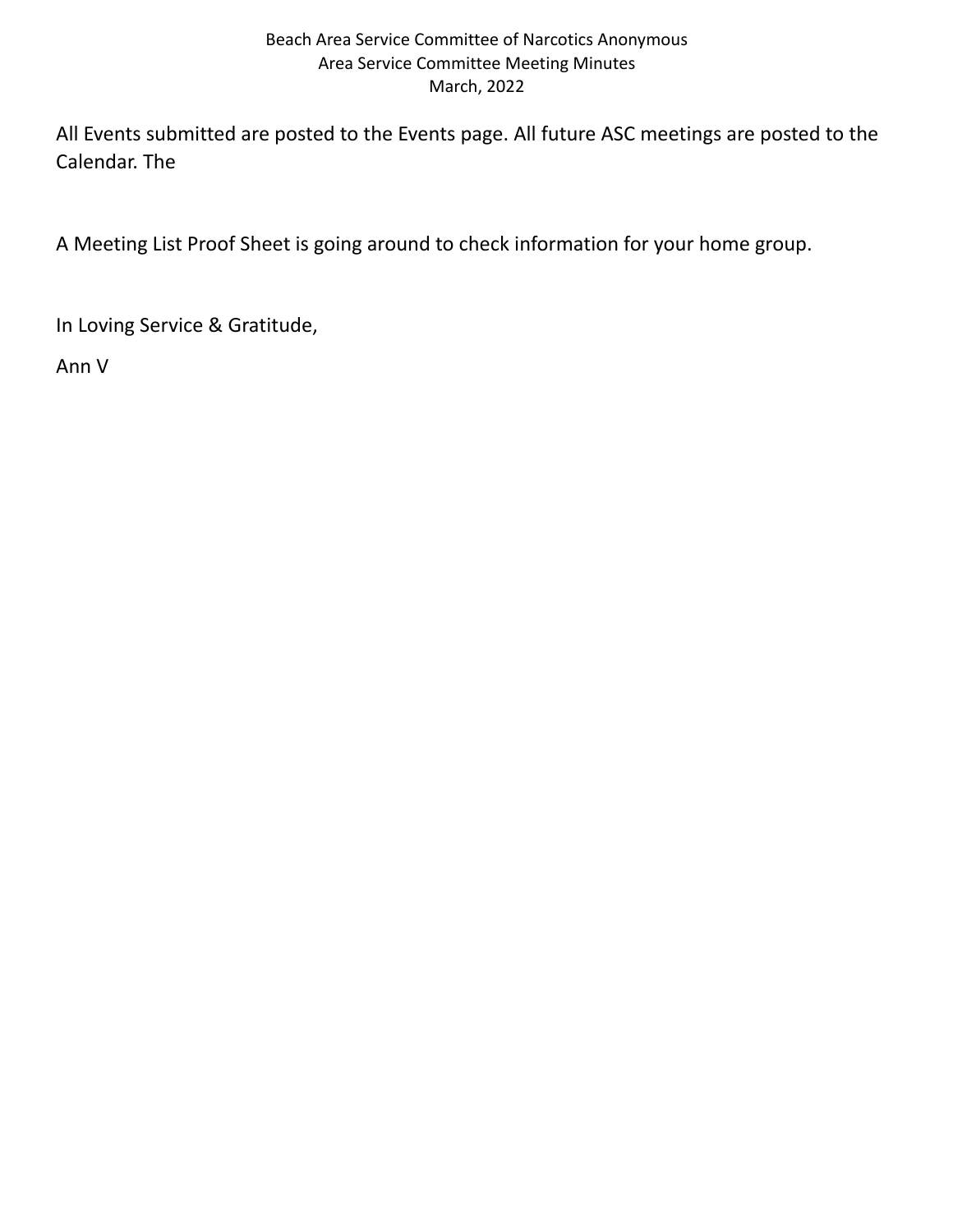All Events submitted are posted to the Events page. All future ASC meetings are posted to the Calendar. The

A Meeting List Proof Sheet is going around to check information for your home group.

In Loving Service & Gratitude,

Ann V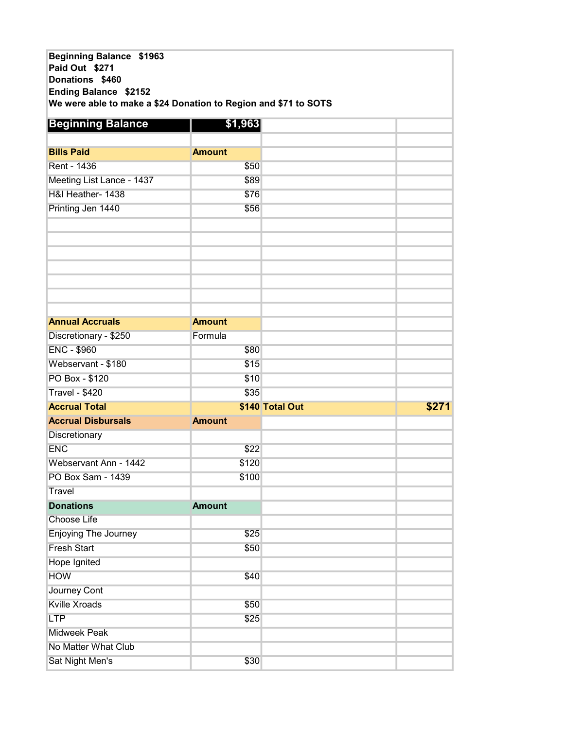**Beginning Balance $1963**
**Paid Out $271**
**Donations $460**
**Ending Balance $2152**
**We were able to make a $24 Donation to Region and $71 to SOTS**

| **Beginning Balance** | **$1,963** | | |
|---|---|---|---|
| | | | |
| **Bills Paid** | **Amount** | | |
| Rent - 1436 | $50 | | |
| Meeting List Lance - 1437 | $89 | | |
| H&I Heather- 1438 | $76 | | |
| Printing Jen 1440 | $56 | | |
| | | | |
| | | | |
| | | | |
| | | | |
| | | | |
| | | | |
| | | | |
| **Annual Accruals** | **Amount** | | |
| Discretionary - $250 | Formula | | |
| ENC - $960 | $80 | | |
| Webservant - $180 | $15 | | |
| PO Box - $120 | $10 | | |
| Travel - $420 | $35 | | |
| **Accrual Total** | **$140** | **Total Out** | **$271** |
| **Accrual Disbursals** | **Amount** | | |
| Discretionary | | | |
| ENC | $22 | | |
| Webservant Ann - 1442 | $120 | | |
| PO Box Sam - 1439 | $100 | | |
| Travel | | | |
| **Donations** | **Amount** | | |
| Choose Life | | | |
| Enjoying The Journey | $25 | | |
| Fresh Start | $50 | | |
| Hope Ignited | | | |
| HOW | $40 | | |
| Journey Cont | | | |
| Kville Xroads | $50 | | |
| LTP | $25 | | |
| Midweek Peak | | | |
| No Matter What Club | | | |
| Sat Night Men's | $30 | | |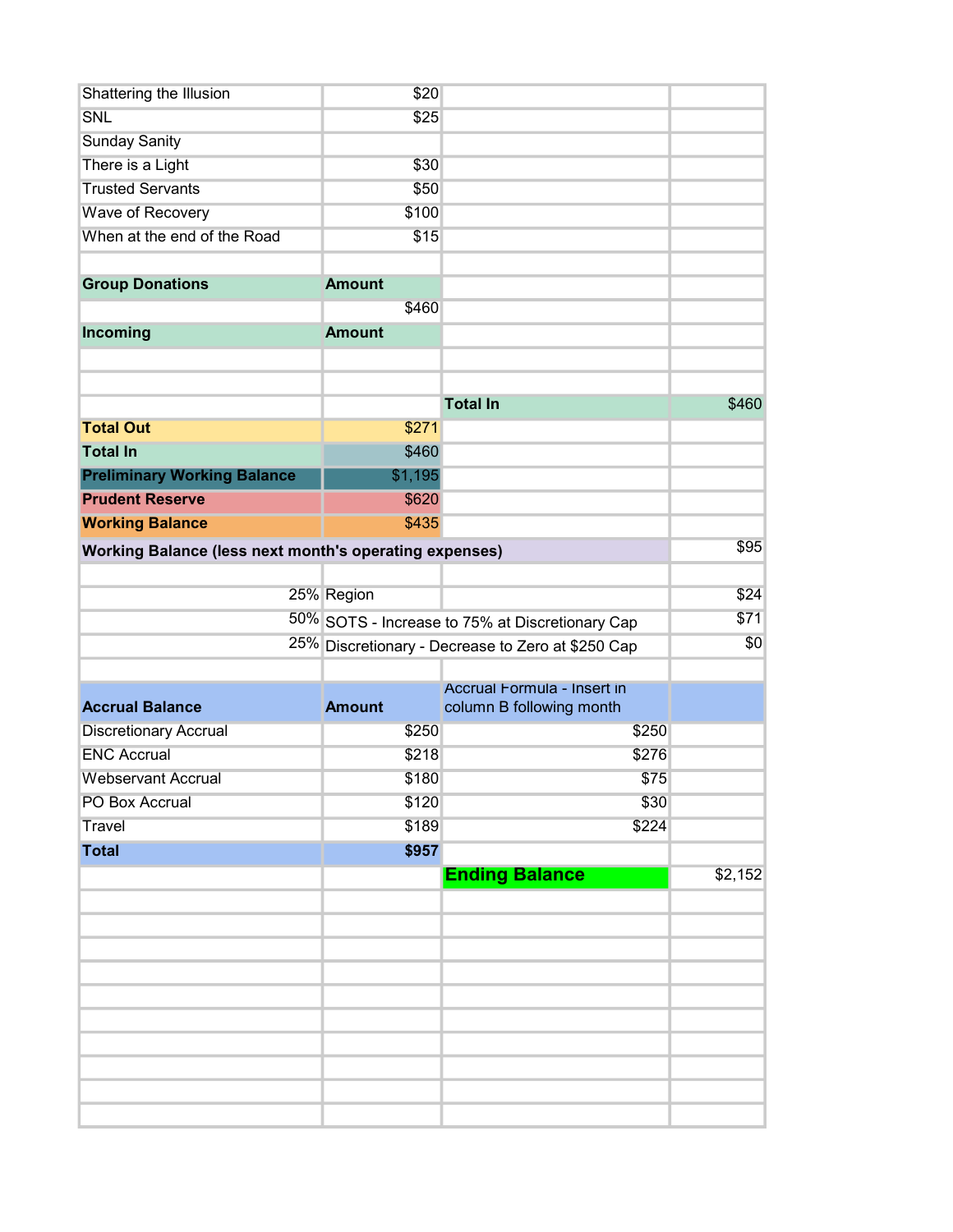| | | | |
|---|---|---|---|
| Shattering the Illusion | $20 | | |
| SNL | $25 | | |
| Sunday Sanity | | | |
| There is a Light | $30 | | |
| Trusted Servants | $50 | | |
| Wave of Recovery | $100 | | |
| When at the end of the Road | $15 | | |
| | | | |
| **Group Donations** | **Amount** | | |
| | $460 | | |
| **Incoming** | **Amount** | | |
| | | | |
| | | | |
| | | **Total In** | $460 |
| **Total Out** | $271 | | |
| **Total In** | $460 | | |
| **Preliminary Working Balance** | $1,195 | | |
| **Prudent Reserve** | $620 | | |
| **Working Balance** | $435 | | |
| **Working Balance (less next month's operating expenses)** | | | $95 |
| | | | |
| 25% | Region | | $24 |
| 50% | SOTS - Increase to 75% at Discretionary Cap | | $71 |
| 25% | Discretionary - Decrease to Zero at $250 Cap | | $0 |
| | | | |
| **Accrual Balance** | **Amount** | Accrual Formula - Insert in column B following month | |
| Discretionary Accrual | $250 | $250 | |
| ENC Accrual | $218 | $276 | |
| Webservant Accrual | $180 | $75 | |
| PO Box Accrual | $120 | $30 | |
| Travel | $189 | $224 | |
| **Total** | **$957** | | |
| | | **Ending Balance** | $2,152 |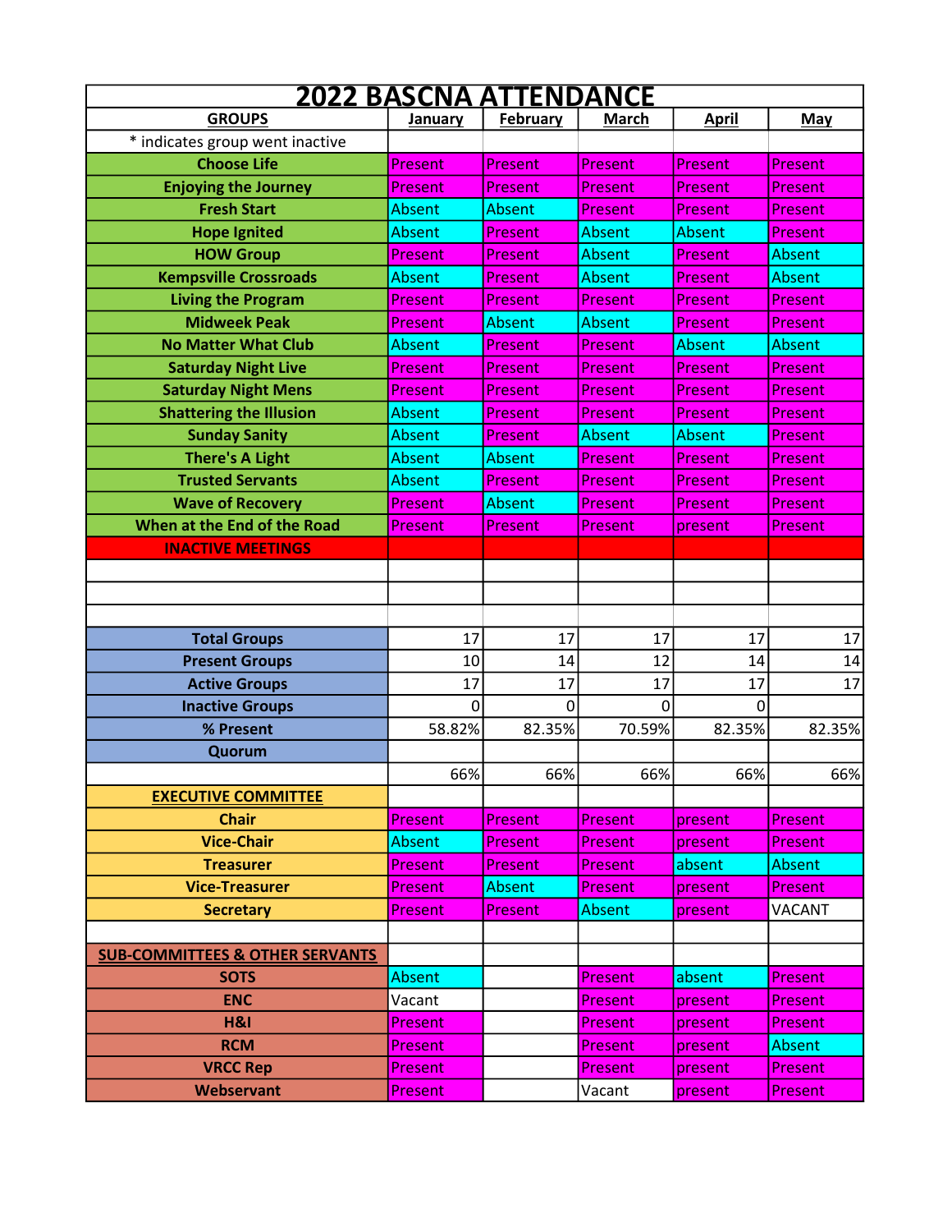# 2022 BASCNA ATTENDANCE

| GROUPS | January | February | March | April | May |
|---|---|---|---|---|---|
| * indicates group went inactive | | | | | |
| Choose Life | Present | Present | Present | Present | Present |
| Enjoying the Journey | Present | Present | Present | Present | Present |
| Fresh Start | Absent | Absent | Present | Present | Present |
| Hope Ignited | Absent | Present | Absent | Absent | Present |
| HOW Group | Present | Present | Absent | Present | Absent |
| Kempsville Crossroads | Absent | Present | Absent | Present | Absent |
| Living the Program | Present | Present | Present | Present | Present |
| Midweek Peak | Present | Absent | Absent | Present | Present |
| No Matter What Club | Absent | Present | Present | Absent | Absent |
| Saturday Night Live | Present | Present | Present | Present | Present |
| Saturday Night Mens | Present | Present | Present | Present | Present |
| Shattering the Illusion | Absent | Present | Present | Present | Present |
| Sunday Sanity | Absent | Present | Absent | Absent | Present |
| There's A Light | Absent | Absent | Present | Present | Present |
| Trusted Servants | Absent | Present | Present | Present | Present |
| Wave of Recovery | Present | Absent | Present | Present | Present |
| When at the End of the Road | Present | Present | Present | present | Present |
| INACTIVE MEETINGS | | | | | |
| | | | | | |
| | | | | | |
| | | | | | |
| Total Groups | 17 | 17 | 17 | 17 | 17 |
| Present Groups | 10 | 14 | 12 | 14 | 14 |
| Active Groups | 17 | 17 | 17 | 17 | 17 |
| Inactive Groups | 0 | 0 | 0 | 0 | |
| % Present | 58.82% | 82.35% | 70.59% | 82.35% | 82.35% |
| Quorum | | | | | |
| | 66% | 66% | 66% | 66% | 66% |
| EXECUTIVE COMMITTEE | | | | | |
| Chair | Present | Present | Present | present | Present |
| Vice-Chair | Absent | Present | Present | present | Present |
| Treasurer | Present | Present | Present | absent | Absent |
| Vice-Treasurer | Present | Absent | Present | present | Present |
| Secretary | Present | Present | Absent | present | VACANT |
| | | | | | |
| SUB-COMMITTEES & OTHER SERVANTS | | | | | |
| SOTS | Absent | | Present | absent | Present |
| ENC | Vacant | | Present | present | Present |
| H&I | Present | | Present | present | Present |
| RCM | Present | | Present | present | Absent |
| VRCC Rep | Present | | Present | present | Present |
| Webservant | Present | | Vacant | present | Present |